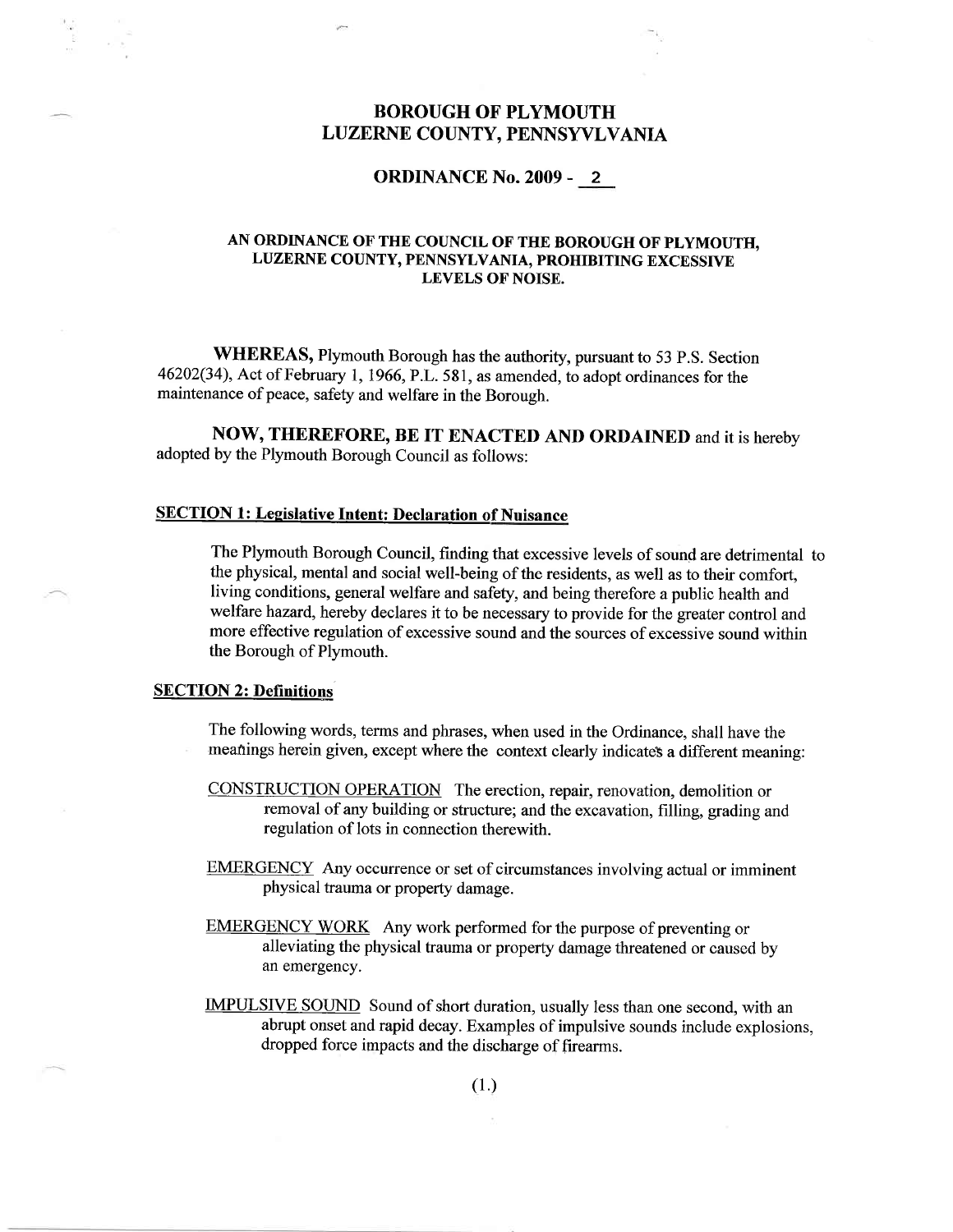# BOROUGH OF PLYMOUTH
# LUZERNE COUNTY, PENNSYVLVANIA

## ORDINANCE No. 2009 - 2

### AN ORDINANCE OF THE COUNCIL OF THE BOROUGH OF PLYMOUTH, LUZERNE COUNTY, PENNSYLVANIA, PROHIBITING EXCESSIVE LEVELS OF NOISE.

**WHEREAS,** Plymouth Borough has the authority, pursuant to 53 P.S. Section 46202(34), Act of February 1, 1966, P.L. 581, as amended, to adopt ordinances for the maintenance of peace, safety and welfare in the Borough.

**NOW, THEREFORE, BE IT ENACTED AND ORDAINED** and it is hereby adopted by the Plymouth Borough Council as follows:

**SECTION 1: Legislative Intent: Declaration of Nuisance**

The Plymouth Borough Council, finding that excessive levels of sound are detrimental to the physical, mental and social well-being of the residents, as well as to their comfort, living conditions, general welfare and safety, and being therefore a public health and welfare hazard, hereby declares it to be necessary to provide for the greater control and more effective regulation of excessive sound and the sources of excessive sound within the Borough of Plymouth.

**SECTION 2: Definitions**

The following words, terms and phrases, when used in the Ordinance, shall have the meanings herein given, except where the context clearly indicates a different meaning:

CONSTRUCTION OPERATION The erection, repair, renovation, demolition or removal of any building or structure; and the excavation, filling, grading and regulation of lots in connection therewith.

EMERGENCY Any occurrence or set of circumstances involving actual or imminent physical trauma or property damage.

EMERGENCY WORK Any work performed for the purpose of preventing or alleviating the physical trauma or property damage threatened or caused by an emergency.

IMPULSIVE SOUND Sound of short duration, usually less than one second, with an abrupt onset and rapid decay. Examples of impulsive sounds include explosions, dropped force impacts and the discharge of firearms.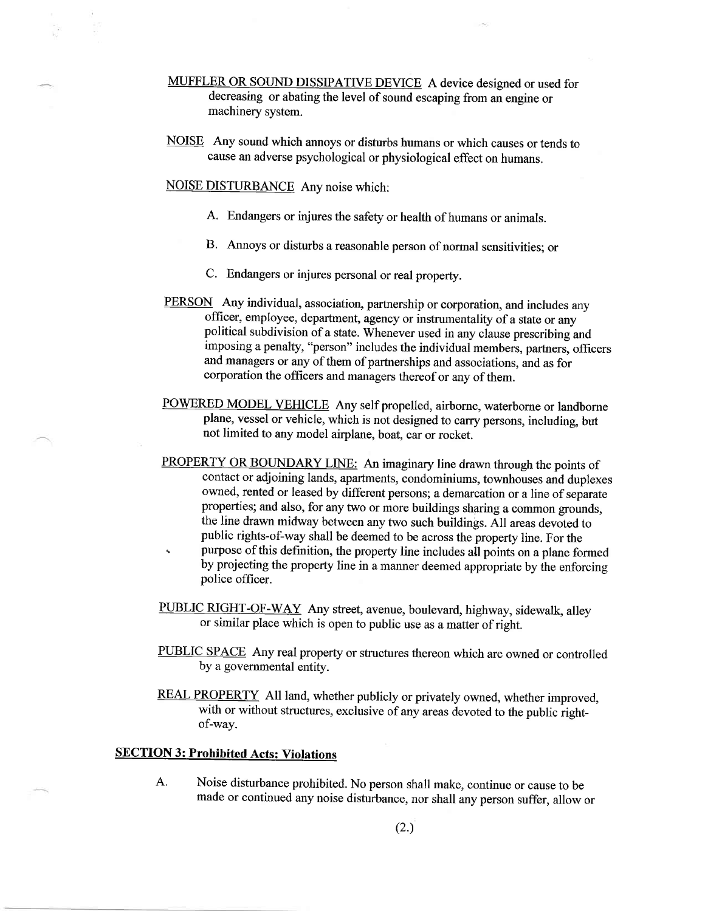MUFFLER OR SOUND DISSIPATIVE DEVICE A device designed or used for decreasing or abating the level of sound escaping from an engine or machinery system.

NOISE Any sound which annoys or disturbs humans or which causes or tends to cause an adverse psychological or physiological effect on humans.

NOISE DISTURBANCE Any noise which:

A. Endangers or injures the safety or health of humans or animals.

B. Annoys or disturbs a reasonable person of normal sensitivities; or

C. Endangers or injures personal or real property.

PERSON Any individual, association, partnership or corporation, and includes any officer, employee, department, agency or instrumentality of a state or any political subdivision of a state. Whenever used in any clause prescribing and imposing a penalty, "person" includes the individual members, partners, officers and managers or any of them of partnerships and associations, and as for corporation the officers and managers thereof or any of them.

POWERED MODEL VEHICLE Any self propelled, airborne, waterborne or landborne plane, vessel or vehicle, which is not designed to carry persons, including, but not limited to any model airplane, boat, car or rocket.

PROPERTY OR BOUNDARY LINE: An imaginary line drawn through the points of contact or adjoining lands, apartments, condominiums, townhouses and duplexes owned, rented or leased by different persons; a demarcation or a line of separate properties; and also, for any two or more buildings sharing a common grounds, the line drawn midway between any two such buildings. All areas devoted to public rights-of-way shall be deemed to be across the property line. For the purpose of this definition, the property line includes all points on a plane formed by projecting the property line in a manner deemed appropriate by the enforcing police officer.

PUBLIC RIGHT-OF-WAY Any street, avenue, boulevard, highway, sidewalk, alley or similar place which is open to public use as a matter of right.

PUBLIC SPACE Any real property or structures thereon which are owned or controlled by a governmental entity.

REAL PROPERTY All land, whether publicly or privately owned, whether improved, with or without structures, exclusive of any areas devoted to the public right-of-way.

## SECTION 3: Prohibited Acts: Violations

A. Noise disturbance prohibited. No person shall make, continue or cause to be made or continued any noise disturbance, nor shall any person suffer, allow or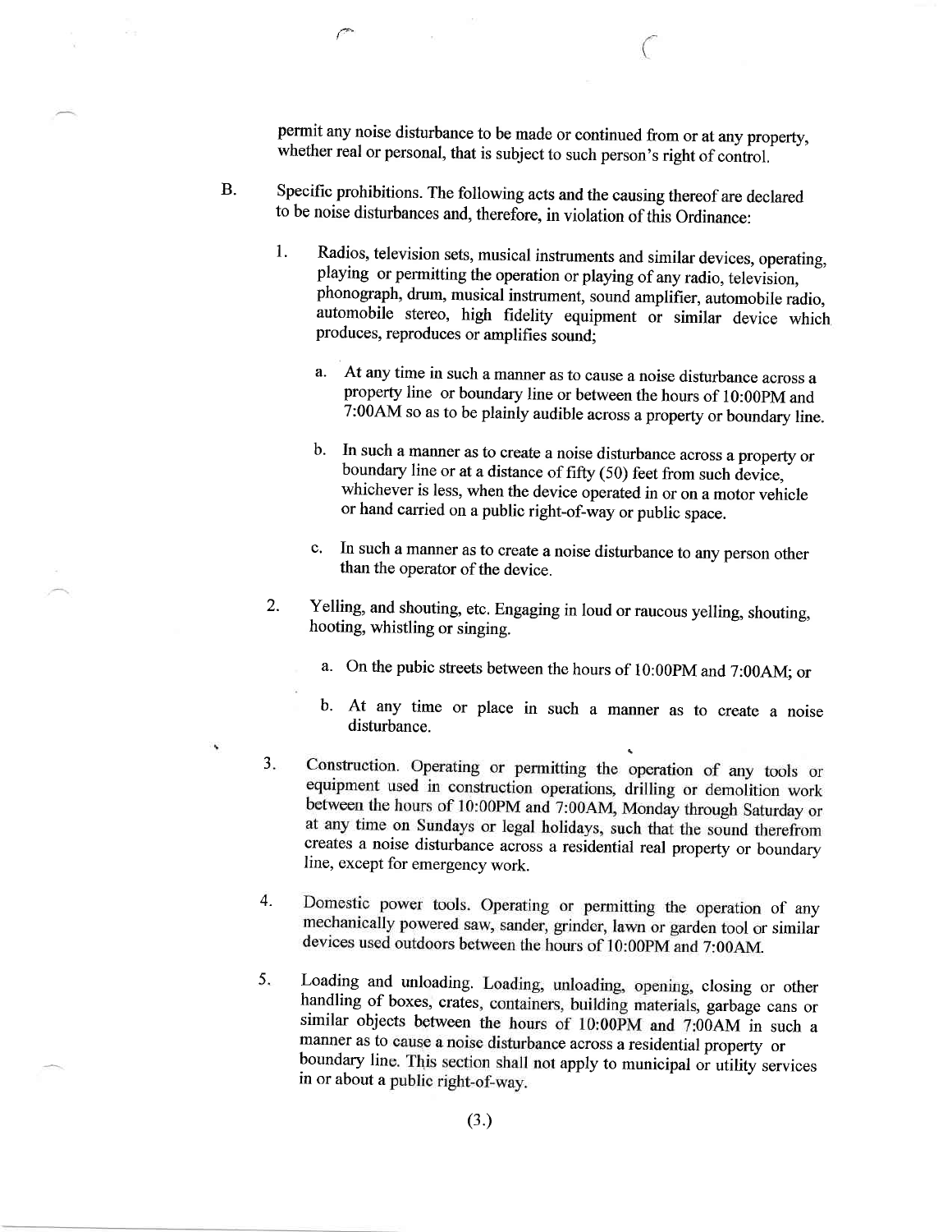permit any noise disturbance to be made or continued from or at any property, whether real or personal, that is subject to such person's right of control.

B. Specific prohibitions. The following acts and the causing thereof are declared to be noise disturbances and, therefore, in violation of this Ordinance:

1. Radios, television sets, musical instruments and similar devices, operating, playing or permitting the operation or playing of any radio, television, phonograph, drum, musical instrument, sound amplifier, automobile radio, automobile stereo, high fidelity equipment or similar device which produces, reproduces or amplifies sound;

   a. At any time in such a manner as to cause a noise disturbance across a property line or boundary line or between the hours of 10:00PM and 7:00AM so as to be plainly audible across a property or boundary line.

   b. In such a manner as to create a noise disturbance across a property or boundary line or at a distance of fifty (50) feet from such device, whichever is less, when the device operated in or on a motor vehicle or hand carried on a public right-of-way or public space.

   c. In such a manner as to create a noise disturbance to any person other than the operator of the device.

2. Yelling, and shouting, etc. Engaging in loud or raucous yelling, shouting, hooting, whistling or singing.

   a. On the pubic streets between the hours of 10:00PM and 7:00AM; or

   b. At any time or place in such a manner as to create a noise disturbance.

3. Construction. Operating or permitting the operation of any tools or equipment used in construction operations, drilling or demolition work between the hours of 10:00PM and 7:00AM, Monday through Saturday or at any time on Sundays or legal holidays, such that the sound therefrom creates a noise disturbance across a residential real property or boundary line, except for emergency work.

4. Domestic power tools. Operating or permitting the operation of any mechanically powered saw, sander, grinder, lawn or garden tool or similar devices used outdoors between the hours of 10:00PM and 7:00AM.

5. Loading and unloading. Loading, unloading, opening, closing or other handling of boxes, crates, containers, building materials, garbage cans or similar objects between the hours of 10:00PM and 7:00AM in such a manner as to cause a noise disturbance across a residential property or boundary line. This section shall not apply to municipal or utility services in or about a public right-of-way.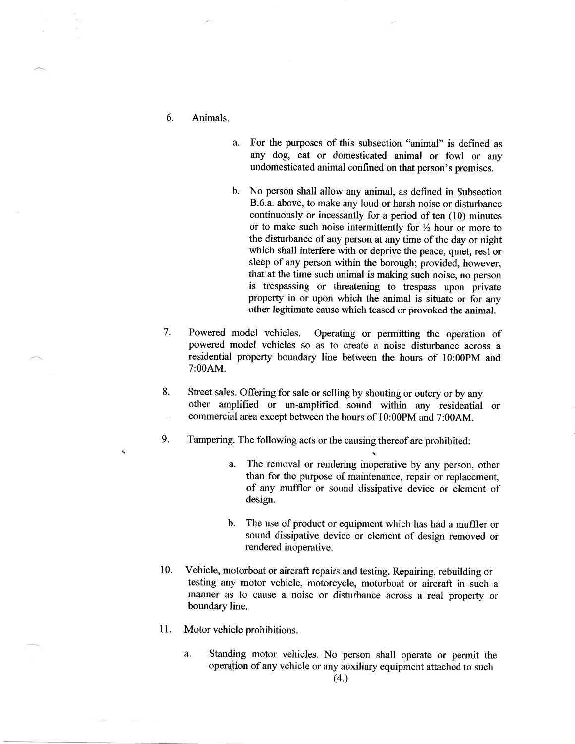6. Animals.

    a. For the purposes of this subsection "animal" is defined as any dog, cat or domesticated animal or fowl or any undomesticated animal confined on that person's premises.

    b. No person shall allow any animal, as defined in Subsection B.6.a. above, to make any loud or harsh noise or disturbance continuously or incessantly for a period of ten (10) minutes or to make such noise intermittently for ½ hour or more to the disturbance of any person at any time of the day or night which shall interfere with or deprive the peace, quiet, rest or sleep of any person within the borough; provided, however, that at the time such animal is making such noise, no person is trespassing or threatening to trespass upon private property in or upon which the animal is situate or for any other legitimate cause which teased or provoked the animal.

7. Powered model vehicles. Operating or permitting the operation of powered model vehicles so as to create a noise disturbance across a residential property boundary line between the hours of 10:00PM and 7:00AM.

8. Street sales. Offering for sale or selling by shouting or outcry or by any other amplified or un-amplified sound within any residential or commercial area except between the hours of 10:00PM and 7:00AM.

9. Tampering. The following acts or the causing thereof are prohibited:

    a. The removal or rendering inoperative by any person, other than for the purpose of maintenance, repair or replacement, of any muffler or sound dissipative device or element of design.

    b. The use of product or equipment which has had a muffler or sound dissipative device or element of design removed or rendered inoperative.

10. Vehicle, motorboat or aircraft repairs and testing. Repairing, rebuilding or testing any motor vehicle, motorcycle, motorboat or aircraft in such a manner as to cause a noise or disturbance across a real property or boundary line.

11. Motor vehicle prohibitions.

    a. Standing motor vehicles. No person shall operate or permit the operation of any vehicle or any auxiliary equipment attached to such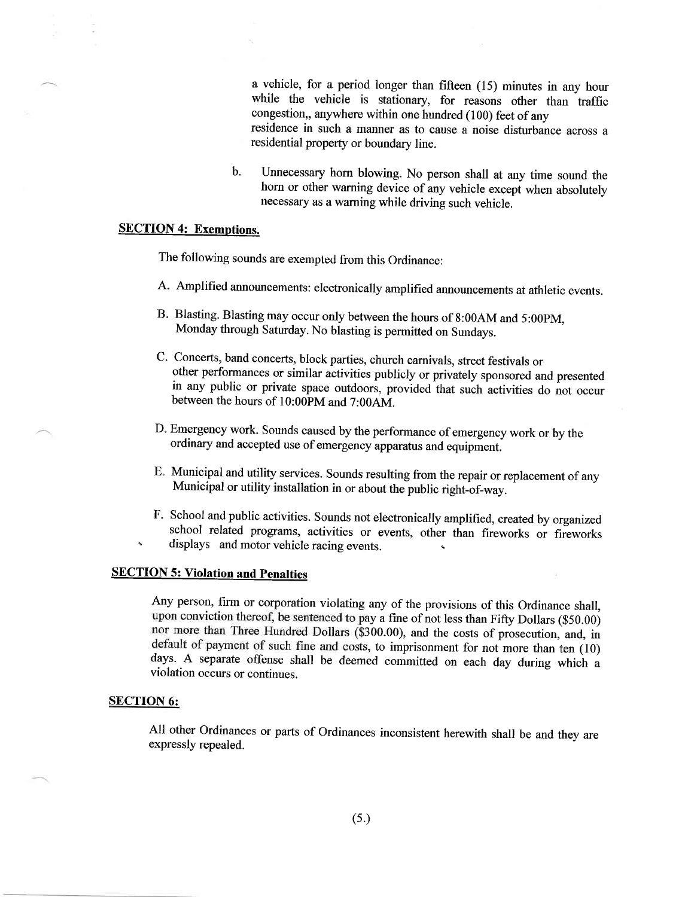a vehicle, for a period longer than fifteen (15) minutes in any hour while the vehicle is stationary, for reasons other than traffic congestion,, anywhere within one hundred (100) feet of any residence in such a manner as to cause a noise disturbance across a residential property or boundary line.

b. Unnecessary horn blowing. No person shall at any time sound the horn or other warning device of any vehicle except when absolutely necessary as a warning while driving such vehicle.

**SECTION 4: Exemptions.**

The following sounds are exempted from this Ordinance:

A. Amplified announcements: electronically amplified announcements at athletic events.

B. Blasting. Blasting may occur only between the hours of 8:00AM and 5:00PM, Monday through Saturday. No blasting is permitted on Sundays.

C. Concerts, band concerts, block parties, church carnivals, street festivals or other performances or similar activities publicly or privately sponsored and presented in any public or private space outdoors, provided that such activities do not occur between the hours of 10:00PM and 7:00AM.

D. Emergency work. Sounds caused by the performance of emergency work or by the ordinary and accepted use of emergency apparatus and equipment.

E. Municipal and utility services. Sounds resulting from the repair or replacement of any Municipal or utility installation in or about the public right-of-way.

F. School and public activities. Sounds not electronically amplified, created by organized school related programs, activities or events, other than fireworks or fireworks displays and motor vehicle racing events.

**SECTION 5: Violation and Penalties**

Any person, firm or corporation violating any of the provisions of this Ordinance shall, upon conviction thereof, be sentenced to pay a fine of not less than Fifty Dollars ($50.00) nor more than Three Hundred Dollars ($300.00), and the costs of prosecution, and, in default of payment of such fine and costs, to imprisonment for not more than ten (10) days. A separate offense shall be deemed committed on each day during which a violation occurs or continues.

**SECTION 6:**

All other Ordinances or parts of Ordinances inconsistent herewith shall be and they are expressly repealed.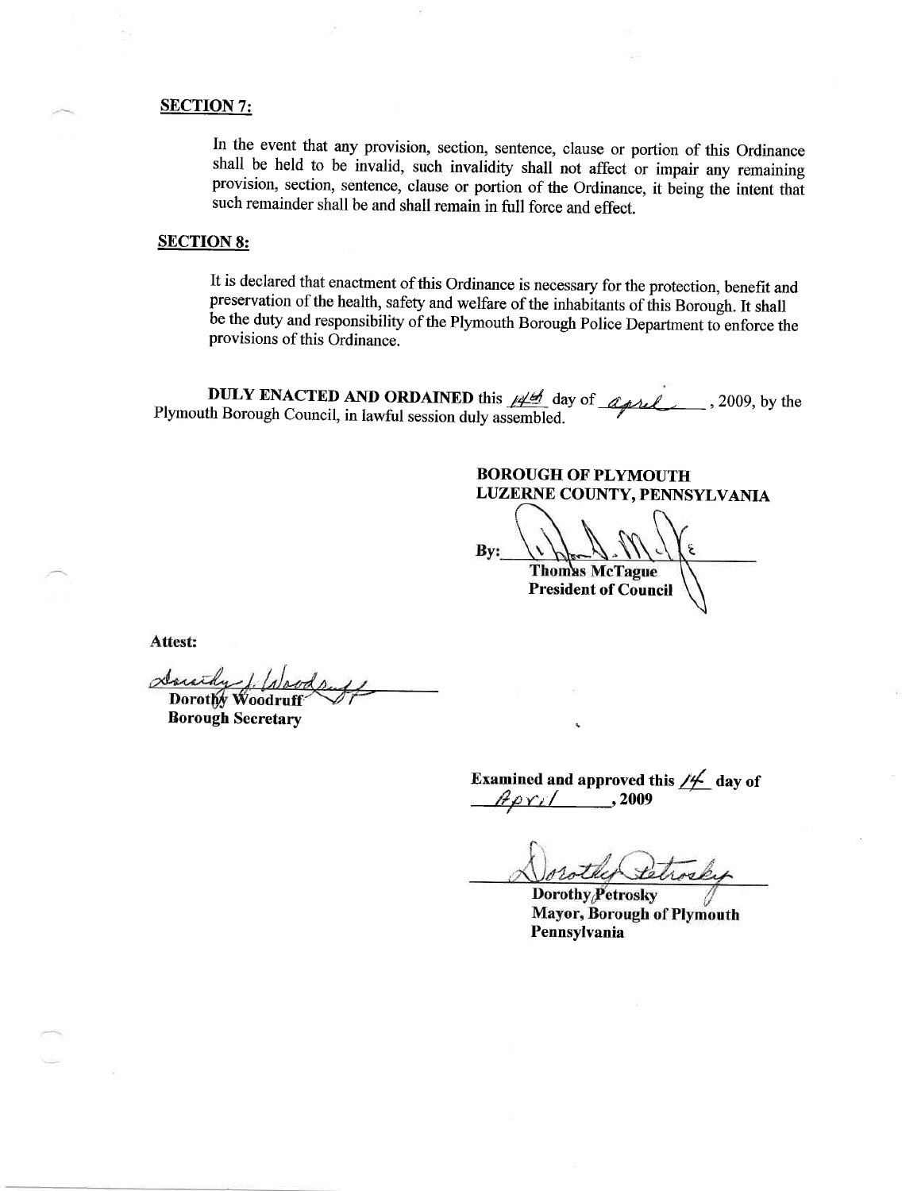**SECTION 7:**

In the event that any provision, section, sentence, clause or portion of this Ordinance shall be held to be invalid, such invalidity shall not affect or impair any remaining provision, section, sentence, clause or portion of the Ordinance, it being the intent that such remainder shall be and shall remain in full force and effect.

**SECTION 8:**

It is declared that enactment of this Ordinance is necessary for the protection, benefit and preservation of the health, safety and welfare of the inhabitants of this Borough. It shall be the duty and responsibility of the Plymouth Borough Police Department to enforce the provisions of this Ordinance.

**DULY ENACTED AND ORDAINED** this 14th day of April, 2009, by the Plymouth Borough Council, in lawful session duly assembled.

**BOROUGH OF PLYMOUTH**
**LUZERNE COUNTY, PENNSYLVANIA**

**By:** _______________
**Thomas McTague**
**President of Council**

**Attest:**

_______________
**Dorothy Woodruff**
**Borough Secretary**

**Examined and approved this** 14 **day of** April **, 2009**

_______________
**Dorothy Petrosky**
**Mayor, Borough of Plymouth**
**Pennsylvania**